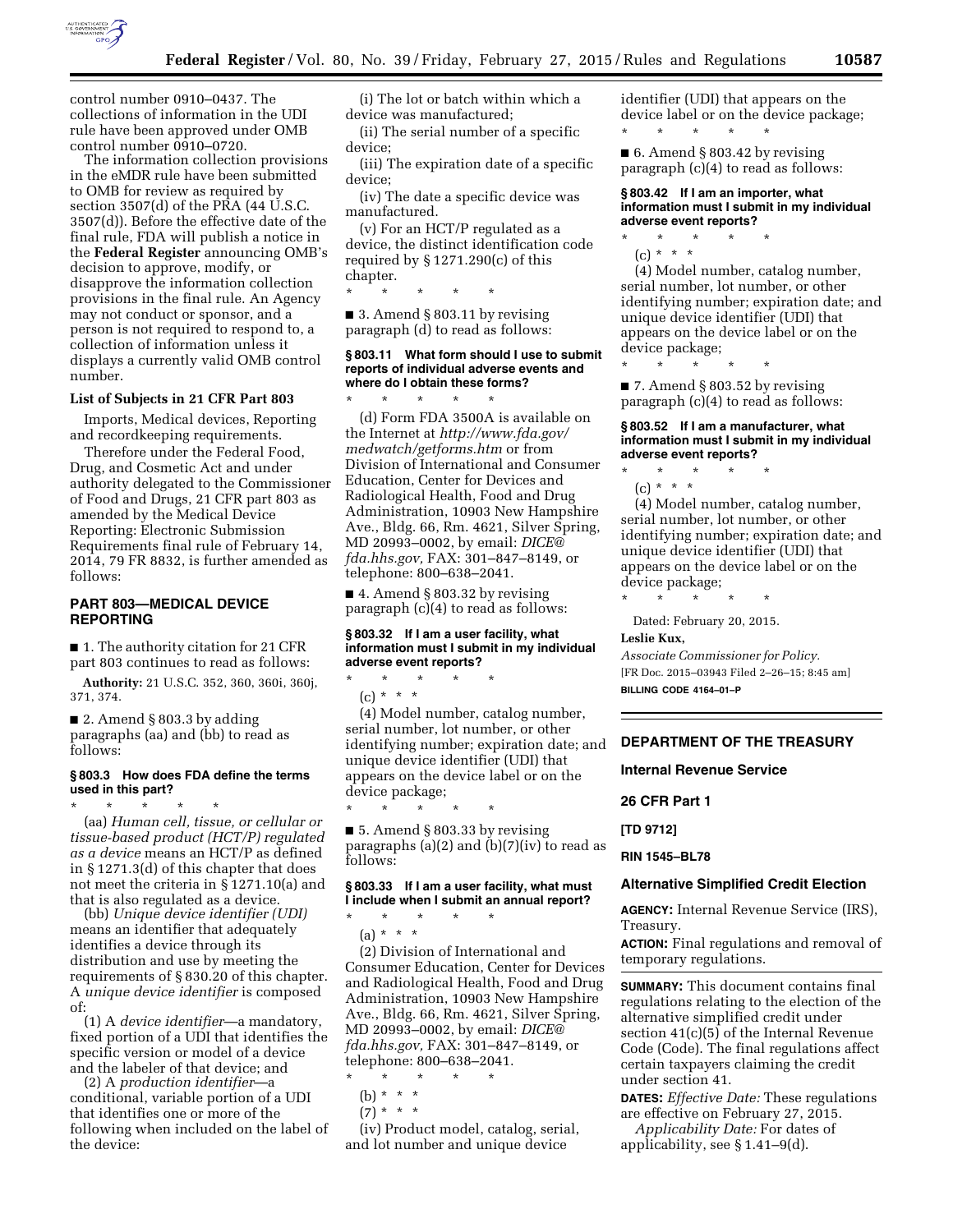control number 0910–0437. The collections of information in the UDI rule have been approved under OMB control number 0910–0720.

The information collection provisions in the eMDR rule have been submitted to OMB for review as required by section 3507(d) of the PRA (44 U.S.C. 3507(d)). Before the effective date of the final rule, FDA will publish a notice in the **Federal Register** announcing OMB's decision to approve, modify, or disapprove the information collection provisions in the final rule. An Agency may not conduct or sponsor, and a person is not required to respond to, a collection of information unless it displays a currently valid OMB control number.

### List of Subjects in 21 CFR Part 803

Imports, Medical devices, Reporting and recordkeeping requirements.

Therefore under the Federal Food, Drug, and Cosmetic Act and under authority delegated to the Commissioner of Food and Drugs, 21 CFR part 803 as amended by the Medical Device Reporting: Electronic Submission Requirements final rule of February 14, 2014, 79 FR 8832, is further amended as follows:

## PART 803—MEDICAL DEVICE REPORTING

■ 1. The authority citation for 21 CFR part 803 continues to read as follows:

**Authority:** 21 U.S.C. 352, 360, 360i, 360j, 371, 374.

■ 2. Amend § 803.3 by adding paragraphs (aa) and (bb) to read as follows:

#### § 803.3 How does FDA define the terms used in this part?

\* \* \* \* \*

(aa) *Human cell, tissue, or cellular or tissue-based product (HCT/P) regulated as a device* means an HCT/P as defined in § 1271.3(d) of this chapter that does not meet the criteria in § 1271.10(a) and that is also regulated as a device.

(bb) *Unique device identifier (UDI)* means an identifier that adequately identifies a device through its distribution and use by meeting the requirements of § 830.20 of this chapter. A *unique device identifier* is composed of:

(1) A *device identifier*—a mandatory, fixed portion of a UDI that identifies the specific version or model of a device and the labeler of that device; and

(2) A *production identifier*—a conditional, variable portion of a UDI that identifies one or more of the following when included on the label of the device:

(i) The lot or batch within which a device was manufactured;

(ii) The serial number of a specific device;

(iii) The expiration date of a specific device;

(iv) The date a specific device was manufactured.

(v) For an HCT/P regulated as a device, the distinct identification code required by § 1271.290(c) of this chapter.

\* \* \* \* \*

■ 3. Amend § 803.11 by revising paragraph (d) to read as follows:

#### § 803.11 What form should I use to submit reports of individual adverse events and where do I obtain these forms?

\* \* \* \* \*

(d) Form FDA 3500A is available on the Internet at *http://www.fda.gov/medwatch/getforms.htm* or from Division of International and Consumer Education, Center for Devices and Radiological Health, Food and Drug Administration, 10903 New Hampshire Ave., Bldg. 66, Rm. 4621, Silver Spring, MD 20993–0002, by email: *DICE@fda.hhs.gov,* FAX: 301–847–8149, or telephone: 800–638–2041.

■ 4. Amend § 803.32 by revising paragraph (c)(4) to read as follows:

#### § 803.32 If I am a user facility, what information must I submit in my individual adverse event reports?

\* \* \* \* \*

(c) \* \* \*

(4) Model number, catalog number, serial number, lot number, or other identifying number; expiration date; and unique device identifier (UDI) that appears on the device label or on the device package;

\* \* \* \* \*

■ 5. Amend § 803.33 by revising paragraphs (a)(2) and (b)(7)(iv) to read as follows:

#### § 803.33 If I am a user facility, what must I include when I submit an annual report?

\* \* \* \* \*

(a) \* \* \*

(2) Division of International and Consumer Education, Center for Devices and Radiological Health, Food and Drug Administration, 10903 New Hampshire Ave., Bldg. 66, Rm. 4621, Silver Spring, MD 20993–0002, by email: *DICE@fda.hhs.gov,* FAX: 301–847–8149, or telephone: 800–638–2041.

\* \* \* \* \*

(b) \* \* \*

(7) \* \* \*

(iv) Product model, catalog, serial, and lot number and unique device identifier (UDI) that appears on the device label or on the device package;

\* \* \* \* \*

■ 6. Amend § 803.42 by revising paragraph (c)(4) to read as follows:

#### § 803.42 If I am an importer, what information must I submit in my individual adverse event reports?

\* \* \* \* \*

(c) \* \* \*

(4) Model number, catalog number, serial number, lot number, or other identifying number; expiration date; and unique device identifier (UDI) that appears on the device label or on the device package;

\* \* \* \* \*

■ 7. Amend § 803.52 by revising paragraph (c)(4) to read as follows:

#### § 803.52 If I am a manufacturer, what information must I submit in my individual adverse event reports?

\* \* \* \* \*

(c) \* \* \*

(4) Model number, catalog number, serial number, lot number, or other identifying number; expiration date; and unique device identifier (UDI) that appears on the device label or on the device package;

\* \* \* \* \*

Dated: February 20, 2015.

**Leslie Kux,**

*Associate Commissioner for Policy.*

[FR Doc. 2015–03943 Filed 2–26–15; 8:45 am]

**BILLING CODE 4164–01–P**

## DEPARTMENT OF THE TREASURY

### Internal Revenue Service

### 26 CFR Part 1

**[TD 9712]**

**RIN 1545–BL78**

### Alternative Simplified Credit Election

**AGENCY:** Internal Revenue Service (IRS), Treasury.

**ACTION:** Final regulations and removal of temporary regulations.

**SUMMARY:** This document contains final regulations relating to the election of the alternative simplified credit under section 41(c)(5) of the Internal Revenue Code (Code). The final regulations affect certain taxpayers claiming the credit under section 41.

**DATES:** *Effective Date:* These regulations are effective on February 27, 2015.

*Applicability Date:* For dates of applicability, see § 1.41–9(d).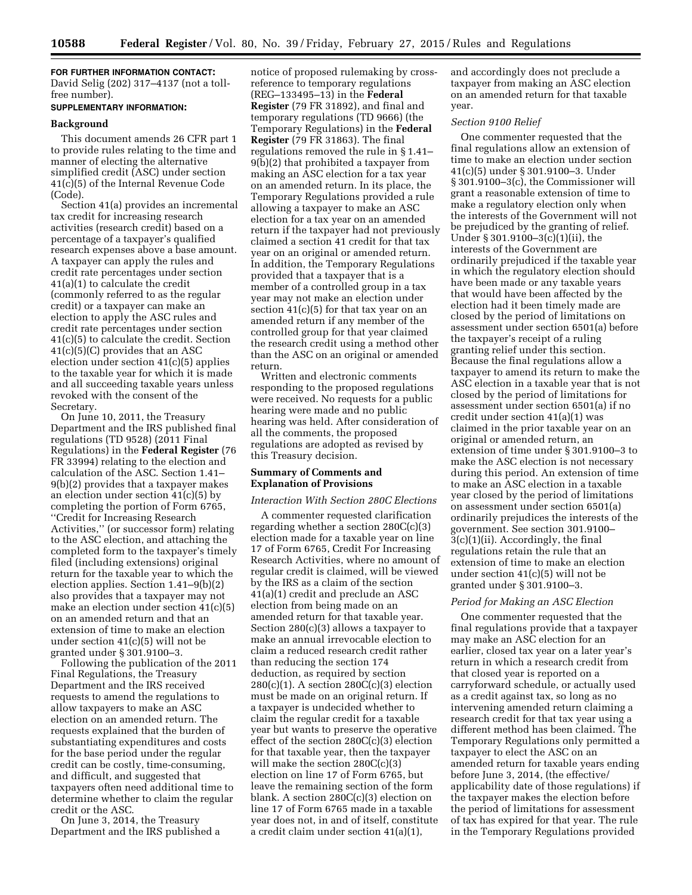**FOR FURTHER INFORMATION CONTACT:** David Selig (202) 317–4137 (not a toll-free number).

**SUPPLEMENTARY INFORMATION:**

### Background

This document amends 26 CFR part 1 to provide rules relating to the time and manner of electing the alternative simplified credit (ASC) under section 41(c)(5) of the Internal Revenue Code (Code).

Section 41(a) provides an incremental tax credit for increasing research activities (research credit) based on a percentage of a taxpayer's qualified research expenses above a base amount. A taxpayer can apply the rules and credit rate percentages under section 41(a)(1) to calculate the credit (commonly referred to as the regular credit) or a taxpayer can make an election to apply the ASC rules and credit rate percentages under section 41(c)(5) to calculate the credit. Section 41(c)(5)(C) provides that an ASC election under section 41(c)(5) applies to the taxable year for which it is made and all succeeding taxable years unless revoked with the consent of the Secretary.

On June 10, 2011, the Treasury Department and the IRS published final regulations (TD 9528) (2011 Final Regulations) in the **Federal Register** (76 FR 33994) relating to the election and calculation of the ASC. Section 1.41–9(b)(2) provides that a taxpayer makes an election under section 41(c)(5) by completing the portion of Form 6765, "Credit for Increasing Research Activities," (or successor form) relating to the ASC election, and attaching the completed form to the taxpayer's timely filed (including extensions) original return for the taxable year to which the election applies. Section 1.41–9(b)(2) also provides that a taxpayer may not make an election under section 41(c)(5) on an amended return and that an extension of time to make an election under section 41(c)(5) will not be granted under § 301.9100–3.

Following the publication of the 2011 Final Regulations, the Treasury Department and the IRS received requests to amend the regulations to allow taxpayers to make an ASC election on an amended return. The requests explained that the burden of substantiating expenditures and costs for the base period under the regular credit can be costly, time-consuming, and difficult, and suggested that taxpayers often need additional time to determine whether to claim the regular credit or the ASC.

On June 3, 2014, the Treasury Department and the IRS published a notice of proposed rulemaking by cross-reference to temporary regulations (REG–133495–13) in the **Federal Register** (79 FR 31892), and final and temporary regulations (TD 9666) (the Temporary Regulations) in the **Federal Register** (79 FR 31863). The final regulations removed the rule in § 1.41–9(b)(2) that prohibited a taxpayer from making an ASC election for a tax year on an amended return. In its place, the Temporary Regulations provided a rule allowing a taxpayer to make an ASC election for a tax year on an amended return if the taxpayer had not previously claimed a section 41 credit for that tax year on an original or amended return. In addition, the Temporary Regulations provided that a taxpayer that is a member of a controlled group in a tax year may not make an election under section 41(c)(5) for that tax year on an amended return if any member of the controlled group for that year claimed the research credit using a method other than the ASC on an original or amended return.

Written and electronic comments responding to the proposed regulations were received. No requests for a public hearing were made and no public hearing was held. After consideration of all the comments, the proposed regulations are adopted as revised by this Treasury decision.

### Summary of Comments and Explanation of Provisions

*Interaction With Section 280C Elections*

A commenter requested clarification regarding whether a section 280C(c)(3) election made for a taxable year on line 17 of Form 6765, Credit For Increasing Research Activities, where no amount of regular credit is claimed, will be viewed by the IRS as a claim of the section 41(a)(1) credit and preclude an ASC election from being made on an amended return for that taxable year. Section 280(c)(3) allows a taxpayer to make an annual irrevocable election to claim a reduced research credit rather than reducing the section 174 deduction, as required by section 280(c)(1). A section 280C(c)(3) election must be made on an original return. If a taxpayer is undecided whether to claim the regular credit for a taxable year but wants to preserve the operative effect of the section 280C(c)(3) election for that taxable year, then the taxpayer will make the section 280C(c)(3) election on line 17 of Form 6765, but leave the remaining section of the form blank. A section 280C(c)(3) election on line 17 of Form 6765 made in a taxable year does not, in and of itself, constitute a credit claim under section 41(a)(1), and accordingly does not preclude a taxpayer from making an ASC election on an amended return for that taxable year.

*Section 9100 Relief*

One commenter requested that the final regulations allow an extension of time to make an election under section 41(c)(5) under § 301.9100–3. Under § 301.9100–3(c), the Commissioner will grant a reasonable extension of time to make a regulatory election only when the interests of the Government will not be prejudiced by the granting of relief. Under § 301.9100–3(c)(1)(ii), the interests of the Government are ordinarily prejudiced if the taxable year in which the regulatory election should have been made or any taxable years that would have been affected by the election had it been timely made are closed by the period of limitations on assessment under section 6501(a) before the taxpayer's receipt of a ruling granting relief under this section. Because the final regulations allow a taxpayer to amend its return to make the ASC election in a taxable year that is not closed by the period of limitations for assessment under section 6501(a) if no credit under section 41(a)(1) was claimed in the prior taxable year on an original or amended return, an extension of time under § 301.9100–3 to make the ASC election is not necessary during this period. An extension of time to make an ASC election in a taxable year closed by the period of limitations on assessment under section 6501(a) ordinarily prejudices the interests of the government. See section 301.9100–3(c)(1)(ii). Accordingly, the final regulations retain the rule that an extension of time to make an election under section 41(c)(5) will not be granted under § 301.9100–3.

*Period for Making an ASC Election*

One commenter requested that the final regulations provide that a taxpayer may make an ASC election for an earlier, closed tax year on a later year's return in which a research credit from that closed year is reported on a carryforward schedule, or actually used as a credit against tax, so long as no intervening amended return claiming a research credit for that tax year using a different method has been claimed. The Temporary Regulations only permitted a taxpayer to elect the ASC on an amended return for taxable years ending before June 3, 2014, (the effective/applicability date of those regulations) if the taxpayer makes the election before the period of limitations for assessment of tax has expired for that year. The rule in the Temporary Regulations provided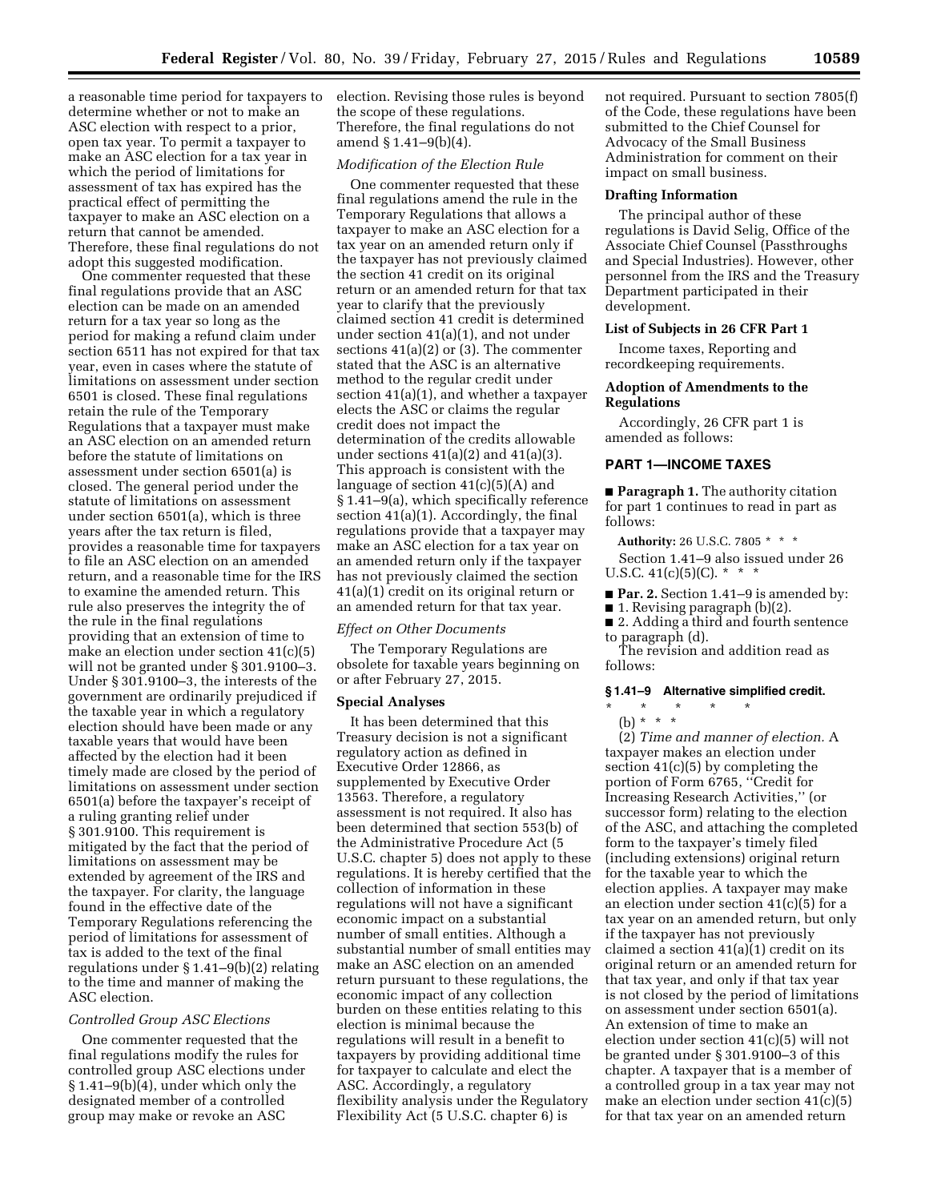a reasonable time period for taxpayers to determine whether or not to make an ASC election with respect to a prior, open tax year. To permit a taxpayer to make an ASC election for a tax year in which the period of limitations for assessment of tax has expired has the practical effect of permitting the taxpayer to make an ASC election on a return that cannot be amended. Therefore, these final regulations do not adopt this suggested modification.

One commenter requested that these final regulations provide that an ASC election can be made on an amended return for a tax year so long as the period for making a refund claim under section 6511 has not expired for that tax year, even in cases where the statute of limitations on assessment under section 6501 is closed. These final regulations retain the rule of the Temporary Regulations that a taxpayer must make an ASC election on an amended return before the statute of limitations on assessment under section 6501(a) is closed. The general period under the statute of limitations on assessment under section 6501(a), which is three years after the tax return is filed, provides a reasonable time for taxpayers to file an ASC election on an amended return, and a reasonable time for the IRS to examine the amended return. This rule also preserves the integrity the of the rule in the final regulations providing that an extension of time to make an election under section 41(c)(5) will not be granted under § 301.9100–3. Under § 301.9100–3, the interests of the government are ordinarily prejudiced if the taxable year in which a regulatory election should have been made or any taxable years that would have been affected by the election had it been timely made are closed by the period of limitations on assessment under section 6501(a) before the taxpayer's receipt of a ruling granting relief under § 301.9100. This requirement is mitigated by the fact that the period of limitations on assessment may be extended by agreement of the IRS and the taxpayer. For clarity, the language found in the effective date of the Temporary Regulations referencing the period of limitations for assessment of tax is added to the text of the final regulations under § 1.41–9(b)(2) relating to the time and manner of making the ASC election.

*Controlled Group ASC Elections*

One commenter requested that the final regulations modify the rules for controlled group ASC elections under § 1.41–9(b)(4), under which only the designated member of a controlled group may make or revoke an ASC election. Revising those rules is beyond the scope of these regulations. Therefore, the final regulations do not amend § 1.41–9(b)(4).

*Modification of the Election Rule*

One commenter requested that these final regulations amend the rule in the Temporary Regulations that allows a taxpayer to make an ASC election for a tax year on an amended return only if the taxpayer has not previously claimed the section 41 credit on its original return or an amended return for that tax year to clarify that the previously claimed section 41 credit is determined under section 41(a)(1), and not under sections 41(a)(2) or (3). The commenter stated that the ASC is an alternative method to the regular credit under section 41(a)(1), and whether a taxpayer elects the ASC or claims the regular credit does not impact the determination of the credits allowable under sections 41(a)(2) and 41(a)(3). This approach is consistent with the language of section 41(c)(5)(A) and § 1.41–9(a), which specifically reference section 41(a)(1). Accordingly, the final regulations provide that a taxpayer may make an ASC election for a tax year on an amended return only if the taxpayer has not previously claimed the section 41(a)(1) credit on its original return or an amended return for that tax year.

*Effect on Other Documents*

The Temporary Regulations are obsolete for taxable years beginning on or after February 27, 2015.

## Special Analyses

It has been determined that this Treasury decision is not a significant regulatory action as defined in Executive Order 12866, as supplemented by Executive Order 13563. Therefore, a regulatory assessment is not required. It also has been determined that section 553(b) of the Administrative Procedure Act (5 U.S.C. chapter 5) does not apply to these regulations. It is hereby certified that the collection of information in these regulations will not have a significant economic impact on a substantial number of small entities. Although a substantial number of small entities may make an ASC election on an amended return pursuant to these regulations, the economic impact of any collection burden on these entities relating to this election is minimal because the regulations will result in a benefit to taxpayers by providing additional time for taxpayer to calculate and elect the ASC. Accordingly, a regulatory flexibility analysis under the Regulatory Flexibility Act (5 U.S.C. chapter 6) is not required. Pursuant to section 7805(f) of the Code, these regulations have been submitted to the Chief Counsel for Advocacy of the Small Business Administration for comment on their impact on small business.

## Drafting Information

The principal author of these regulations is David Selig, Office of the Associate Chief Counsel (Passthroughs and Special Industries). However, other personnel from the IRS and the Treasury Department participated in their development.

## List of Subjects in 26 CFR Part 1

Income taxes, Reporting and recordkeeping requirements.

## Adoption of Amendments to the Regulations

Accordingly, 26 CFR part 1 is amended as follows:

## PART 1—INCOME TAXES

■ **Paragraph 1.** The authority citation for part 1 continues to read in part as follows:

**Authority:** 26 U.S.C. 7805 * * *

Section 1.41–9 also issued under 26 U.S.C. 41(c)(5)(C). * * *

■ **Par. 2.** Section 1.41–9 is amended by:

■ 1. Revising paragraph (b)(2).

■ 2. Adding a third and fourth sentence to paragraph (d).

The revision and addition read as follows:

### § 1.41–9 Alternative simplified credit.

\* \* \* \* \*

(b) * * *

(2) *Time and manner of election.* A taxpayer makes an election under section 41(c)(5) by completing the portion of Form 6765, ''Credit for Increasing Research Activities,'' (or successor form) relating to the election of the ASC, and attaching the completed form to the taxpayer's timely filed (including extensions) original return for the taxable year to which the election applies. A taxpayer may make an election under section 41(c)(5) for a tax year on an amended return, but only if the taxpayer has not previously claimed a section 41(a)(1) credit on its original return or an amended return for that tax year, and only if that tax year is not closed by the period of limitations on assessment under section 6501(a). An extension of time to make an election under section 41(c)(5) will not be granted under § 301.9100–3 of this chapter. A taxpayer that is a member of a controlled group in a tax year may not make an election under section 41(c)(5) for that tax year on an amended return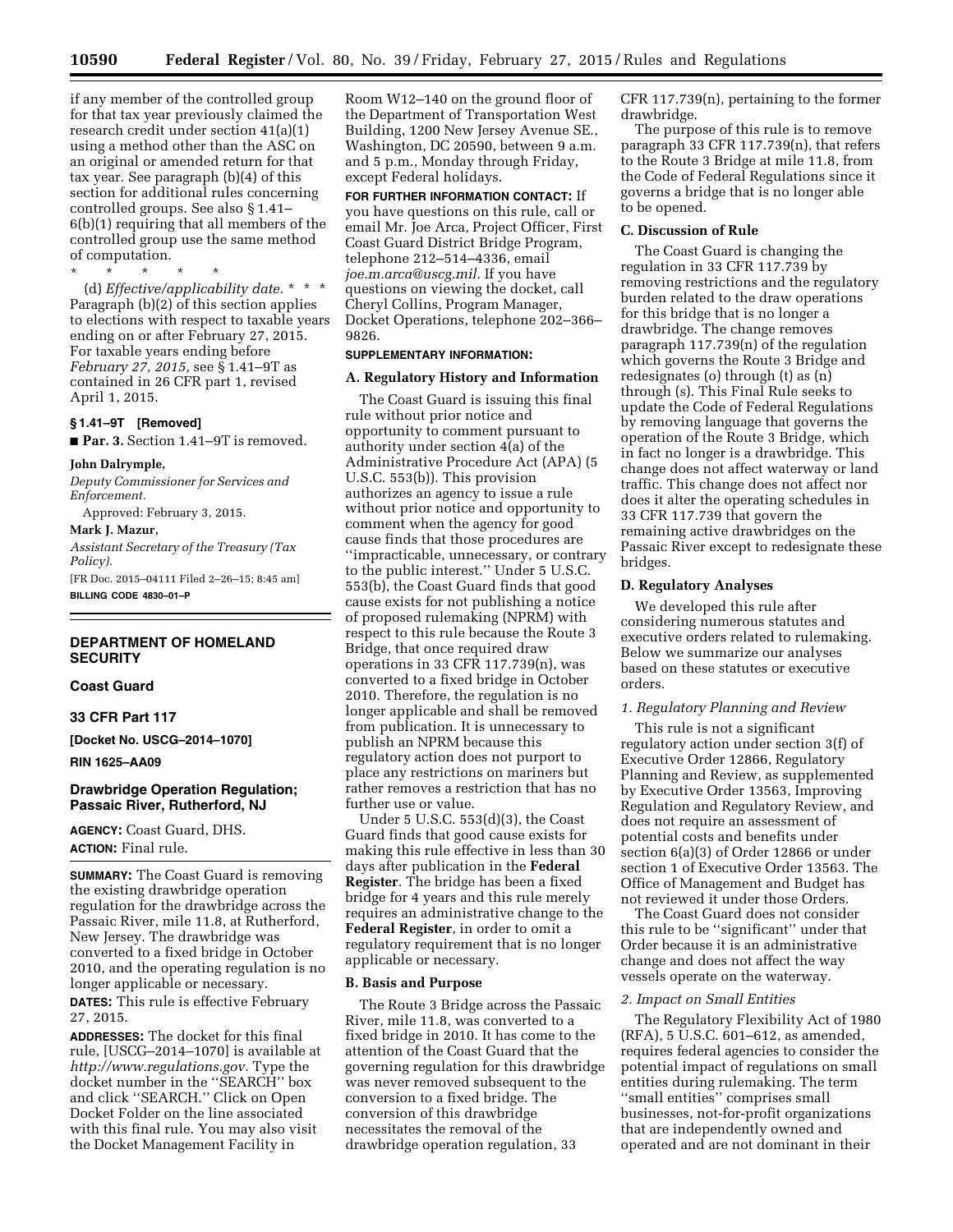if any member of the controlled group for that tax year previously claimed the research credit under section 41(a)(1) using a method other than the ASC on an original or amended return for that tax year. See paragraph (b)(4) of this section for additional rules concerning controlled groups. See also § 1.41–6(b)(1) requiring that all members of the controlled group use the same method of computation.

\* \* \* \* \*

(d) *Effective/applicability date.* \* \* \* Paragraph (b)(2) of this section applies to elections with respect to taxable years ending on or after February 27, 2015. For taxable years ending before *February 27, 2015,* see § 1.41–9T as contained in 26 CFR part 1, revised April 1, 2015.

**§ 1.41–9T [Removed]**

■ **Par. 3.** Section 1.41–9T is removed.

**John Dalrymple,**

*Deputy Commissioner for Services and Enforcement.*

Approved: February 3, 2015.

**Mark J. Mazur,**

*Assistant Secretary of the Treasury (Tax Policy).*

[FR Doc. 2015–04111 Filed 2–26–15; 8:45 am]

**BILLING CODE 4830–01–P**

---

## DEPARTMENT OF HOMELAND SECURITY

### Coast Guard

### 33 CFR Part 117

**[Docket No. USCG–2014–1070]**

**RIN 1625–AA09**

### Drawbridge Operation Regulation; Passaic River, Rutherford, NJ

**AGENCY:** Coast Guard, DHS.

**ACTION:** Final rule.

**SUMMARY:** The Coast Guard is removing the existing drawbridge operation regulation for the drawbridge across the Passaic River, mile 11.8, at Rutherford, New Jersey. The drawbridge was converted to a fixed bridge in October 2010, and the operating regulation is no longer applicable or necessary.

**DATES:** This rule is effective February 27, 2015.

**ADDRESSES:** The docket for this final rule, [USCG–2014–1070] is available at *http://www.regulations.gov.* Type the docket number in the ''SEARCH'' box and click ''SEARCH.'' Click on Open Docket Folder on the line associated with this final rule. You may also visit the Docket Management Facility in Room W12–140 on the ground floor of the Department of Transportation West Building, 1200 New Jersey Avenue SE., Washington, DC 20590, between 9 a.m. and 5 p.m., Monday through Friday, except Federal holidays.

**FOR FURTHER INFORMATION CONTACT:** If you have questions on this rule, call or email Mr. Joe Arca, Project Officer, First Coast Guard District Bridge Program, telephone 212–514–4336, email *joe.m.arca@uscg.mil.* If you have questions on viewing the docket, call Cheryl Collins, Program Manager, Docket Operations, telephone 202–366–9826.

**SUPPLEMENTARY INFORMATION:**

#### A. Regulatory History and Information

The Coast Guard is issuing this final rule without prior notice and opportunity to comment pursuant to authority under section 4(a) of the Administrative Procedure Act (APA) (5 U.S.C. 553(b)). This provision authorizes an agency to issue a rule without prior notice and opportunity to comment when the agency for good cause finds that those procedures are ''impracticable, unnecessary, or contrary to the public interest.'' Under 5 U.S.C. 553(b), the Coast Guard finds that good cause exists for not publishing a notice of proposed rulemaking (NPRM) with respect to this rule because the Route 3 Bridge, that once required draw operations in 33 CFR 117.739(n), was converted to a fixed bridge in October 2010. Therefore, the regulation is no longer applicable and shall be removed from publication. It is unnecessary to publish an NPRM because this regulatory action does not purport to place any restrictions on mariners but rather removes a restriction that has no further use or value.

Under 5 U.S.C. 553(d)(3), the Coast Guard finds that good cause exists for making this rule effective in less than 30 days after publication in the **Federal Register**. The bridge has been a fixed bridge for 4 years and this rule merely requires an administrative change to the **Federal Register**, in order to omit a regulatory requirement that is no longer applicable or necessary.

#### B. Basis and Purpose

The Route 3 Bridge across the Passaic River, mile 11.8, was converted to a fixed bridge in 2010. It has come to the attention of the Coast Guard that the governing regulation for this drawbridge was never removed subsequent to the conversion to a fixed bridge. The conversion of this drawbridge necessitates the removal of the drawbridge operation regulation, 33 CFR 117.739(n), pertaining to the former drawbridge.

The purpose of this rule is to remove paragraph 33 CFR 117.739(n), that refers to the Route 3 Bridge at mile 11.8, from the Code of Federal Regulations since it governs a bridge that is no longer able to be opened.

#### C. Discussion of Rule

The Coast Guard is changing the regulation in 33 CFR 117.739 by removing restrictions and the regulatory burden related to the draw operations for this bridge that is no longer a drawbridge. The change removes paragraph 117.739(n) of the regulation which governs the Route 3 Bridge and redesignates (o) through (t) as (n) through (s). This Final Rule seeks to update the Code of Federal Regulations by removing language that governs the operation of the Route 3 Bridge, which in fact no longer is a drawbridge. This change does not affect waterway or land traffic. This change does not affect nor does it alter the operating schedules in 33 CFR 117.739 that govern the remaining active drawbridges on the Passaic River except to redesignate these bridges.

#### D. Regulatory Analyses

We developed this rule after considering numerous statutes and executive orders related to rulemaking. Below we summarize our analyses based on these statutes or executive orders.

*1. Regulatory Planning and Review*

This rule is not a significant regulatory action under section 3(f) of Executive Order 12866, Regulatory Planning and Review, as supplemented by Executive Order 13563, Improving Regulation and Regulatory Review, and does not require an assessment of potential costs and benefits under section 6(a)(3) of Order 12866 or under section 1 of Executive Order 13563. The Office of Management and Budget has not reviewed it under those Orders.

The Coast Guard does not consider this rule to be ''significant'' under that Order because it is an administrative change and does not affect the way vessels operate on the waterway.

*2. Impact on Small Entities*

The Regulatory Flexibility Act of 1980 (RFA), 5 U.S.C. 601–612, as amended, requires federal agencies to consider the potential impact of regulations on small entities during rulemaking. The term ''small entities'' comprises small businesses, not-for-profit organizations that are independently owned and operated and are not dominant in their